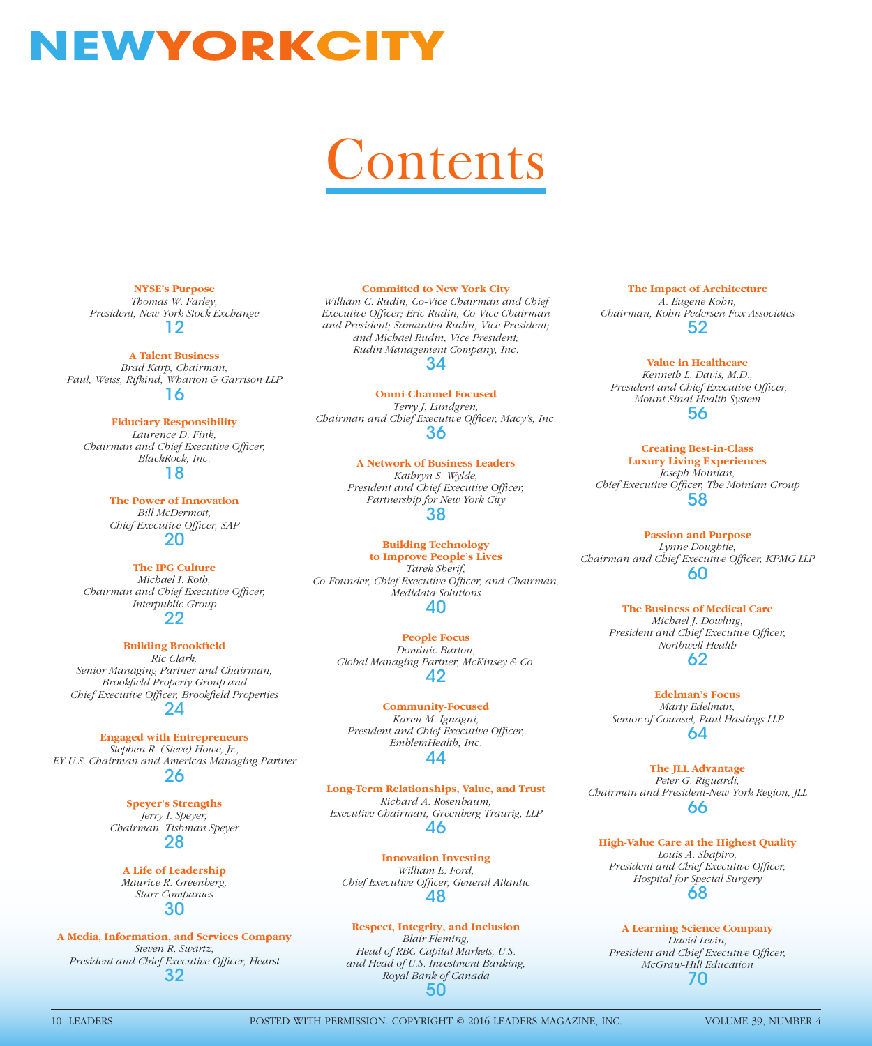# NEWYORKCITY

# Contents

**NYSE's Purpose**
*Thomas W. Farley,*
*President, New York Stock Exchange*
12

**A Talent Business**
*Brad Karp, Chairman,*
*Paul, Weiss, Rifkind, Wharton & Garrison LLP*
16

**Fiduciary Responsibility**
*Laurence D. Fink,*
*Chairman and Chief Executive Officer,*
*BlackRock, Inc.*
18

**The Power of Innovation**
*Bill McDermott,*
*Chief Executive Officer, SAP*
20

**The IPG Culture**
*Michael I. Roth,*
*Chairman and Chief Executive Officer,*
*Interpublic Group*
22

**Building Brookfield**
*Ric Clark,*
*Senior Managing Partner and Chairman,*
*Brookfield Property Group and*
*Chief Executive Officer, Brookfield Properties*
24

**Engaged with Entrepreneurs**
*Stephen R. (Steve) Howe, Jr.,*
*EY U.S. Chairman and Americas Managing Partner*
26

**Speyer's Strengths**
*Jerry I. Speyer,*
*Chairman, Tishman Speyer*
28

**A Life of Leadership**
*Maurice R. Greenberg,*
*Starr Companies*
30

**A Media, Information, and Services Company**
*Steven R. Swartz,*
*President and Chief Executive Officer, Hearst*
32

**Committed to New York City**
*William C. Rudin, Co-Vice Chairman and Chief Executive Officer; Eric Rudin, Co-Vice Chairman and President; Samantha Rudin, Vice President; and Michael Rudin, Vice President; Rudin Management Company, Inc.*
34

**Omni-Channel Focused**
*Terry J. Lundgren,*
*Chairman and Chief Executive Officer, Macy's, Inc.*
36

**A Network of Business Leaders**
*Kathryn S. Wylde,*
*President and Chief Executive Officer,*
*Partnership for New York City*
38

**Building Technology to Improve People's Lives**
*Tarek Sherif,*
*Co-Founder, Chief Executive Officer, and Chairman,*
*Medidata Solutions*
40

**People Focus**
*Dominic Barton,*
*Global Managing Partner, McKinsey & Co.*
42

**Community-Focused**
*Karen M. Ignagni,*
*President and Chief Executive Officer,*
*EmblemHealth, Inc.*
44

**Long-Term Relationships, Value, and Trust**
*Richard A. Rosenbaum,*
*Executive Chairman, Greenberg Traurig, LLP*
46

**Innovation Investing**
*William E. Ford,*
*Chief Executive Officer, General Atlantic*
48

**Respect, Integrity, and Inclusion**
*Blair Fleming,*
*Head of RBC Capital Markets, U.S.*
*and Head of U.S. Investment Banking,*
*Royal Bank of Canada*
50

**The Impact of Architecture**
*A. Eugene Kohn,*
*Chairman, Kohn Pedersen Fox Associates*
52

**Value in Healthcare**
*Kenneth L. Davis, M.D.,*
*President and Chief Executive Officer,*
*Mount Sinai Health System*
56

**Creating Best-in-Class Luxury Living Experiences**
*Joseph Moinian,*
*Chief Executive Officer, The Moinian Group*
58

**Passion and Purpose**
*Lynne Doughtie,*
*Chairman and Chief Executive Officer, KPMG LLP*
60

**The Business of Medical Care**
*Michael J. Dowling,*
*President and Chief Executive Officer,*
*Northwell Health*
62

**Edelman's Focus**
*Marty Edelman,*
*Senior of Counsel, Paul Hastings LLP*
64

**The JLL Advantage**
*Peter G. Riguardi,*
*Chairman and President-New York Region, JLL*
66

**High-Value Care at the Highest Quality**
*Louis A. Shapiro,*
*President and Chief Executive Officer,*
*Hospital for Special Surgery*
68

**A Learning Science Company**
*David Levin,*
*President and Chief Executive Officer,*
*McGraw-Hill Education*
70

POSTED WITH PERMISSION. COPYRIGHT © 2016 LEADERS MAGAZINE, INC.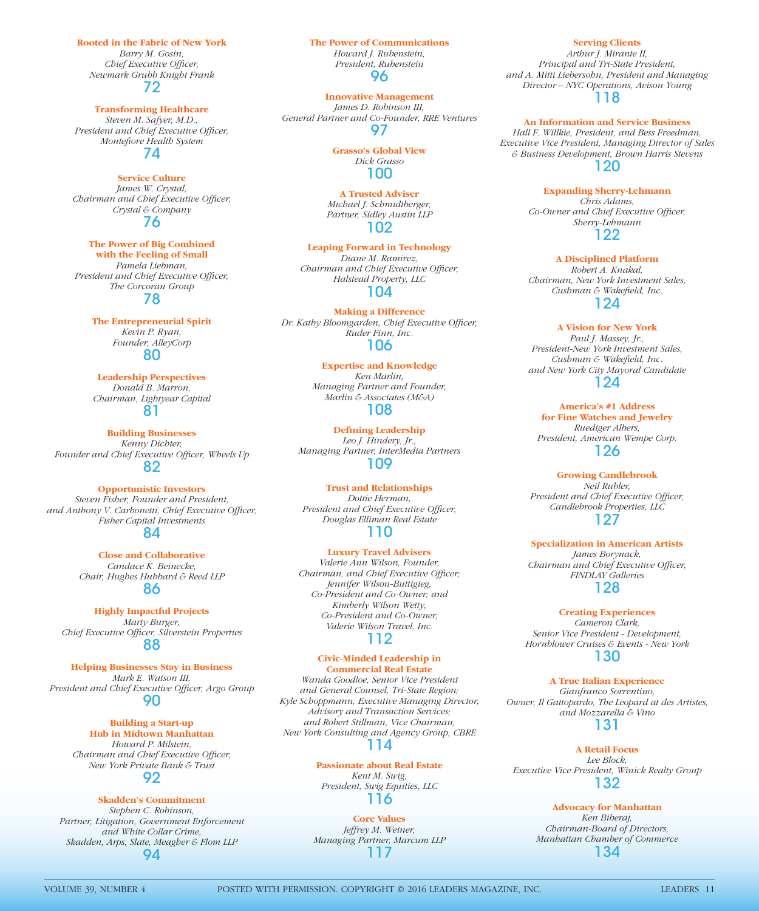**Rooted in the Fabric of New York**
*Barry M. Gosin,*
*Chief Executive Officer,*
*Newmark Grubb Knight Frank*
72

**Transforming Healthcare**
*Steven M. Safyer, M.D.,*
*President and Chief Executive Officer,*
*Montefiore Health System*
74

**Service Culture**
*James W. Crystal,*
*Chairman and Chief Executive Officer,*
*Crystal & Company*
76

**The Power of Big Combined with the Feeling of Small**
*Pamela Liebman,*
*President and Chief Executive Officer,*
*The Corcoran Group*
78

**The Entrepreneurial Spirit**
*Kevin P. Ryan,*
*Founder, AlleyCorp*
80

**Leadership Perspectives**
*Donald B. Marron,*
*Chairman, Lightyear Capital*
81

**Building Businesses**
*Kenny Dichter,*
*Founder and Chief Executive Officer, Wheels Up*
82

**Opportunistic Investors**
*Steven Fisher, Founder and President,*
*and Anthony V. Carbonetti, Chief Executive Officer,*
*Fisher Capital Investments*
84

**Close and Collaborative**
*Candace K. Beinecke,*
*Chair, Hughes Hubbard & Reed LLP*
86

**Highly Impactful Projects**
*Marty Burger,*
*Chief Executive Officer, Silverstein Properties*
88

**Helping Businesses Stay in Business**
*Mark E. Watson III,*
*President and Chief Executive Officer, Argo Group*
90

**Building a Start-up Hub in Midtown Manhattan**
*Howard P. Milstein,*
*Chairman and Chief Executive Officer,*
*New York Private Bank & Trust*
92

**Skadden's Commitment**
*Stephen C. Robinson,*
*Partner, Litigation, Government Enforcement and White Collar Crime,*
*Skadden, Arps, Slate, Meagher & Flom LLP*
94

**The Power of Communications**
*Howard J. Rubenstein,*
*President, Rubenstein*
96

**Innovative Management**
*James D. Robinson III,*
*General Partner and Co-Founder, RRE Ventures*
97

**Grasso's Global View**
*Dick Grasso*
100

**A Trusted Adviser**
*Michael J. Schmidtberger,*
*Partner, Sidley Austin LLP*
102

**Leaping Forward in Technology**
*Diane M. Ramirez,*
*Chairman and Chief Executive Officer,*
*Halstead Property, LLC*
104

**Making a Difference**
*Dr. Kathy Bloomgarden, Chief Executive Officer,*
*Ruder Finn, Inc.*
106

**Expertise and Knowledge**
*Ken Marlin,*
*Managing Partner and Founder,*
*Marlin & Associates (M&A)*
108

**Defining Leadership**
*Leo J. Hindery, Jr.,*
*Managing Partner, InterMedia Partners*
109

**Trust and Relationships**
*Dottie Herman,*
*President and Chief Executive Officer,*
*Douglas Elliman Real Estate*
110

**Luxury Travel Advisers**
*Valerie Ann Wilson, Founder,*
*Chairman, and Chief Executive Officer;*
*Jennifer Wilson-Buttigieg,*
*Co-President and Co-Owner; and*
*Kimberly Wilson Wetty,*
*Co-President and Co-Owner,*
*Valerie Wilson Travel, Inc.*
112

**Civic-Minded Leadership in Commercial Real Estate**
*Wanda Goodloe, Senior Vice President*
*and General Counsel, Tri-State Region;*
*Kyle Schoppmann, Executive Managing Director,*
*Advisory and Transaction Services;*
*and Robert Stillman, Vice Chairman,*
*New York Consulting and Agency Group, CBRE*
114

**Passionate about Real Estate**
*Kent M. Swig,*
*President, Swig Equities, LLC*
116

**Core Values**
*Jeffrey M. Weiner,*
*Managing Partner, Marcum LLP*
117

**Serving Clients**
*Arthur J. Mirante II,*
*Principal and Tri-State President,*
*and A. Mitti Liebersohn, President and Managing Director – NYC Operations, Avison Young*
118

**An Information and Service Business**
*Hall F. Willkie, President, and Bess Freedman,*
*Executive Vice President, Managing Director of Sales & Business Development, Brown Harris Stevens*
120

**Expanding Sherry-Lehmann**
*Chris Adams,*
*Co-Owner and Chief Executive Officer,*
*Sherry-Lehmann*
122

**A Disciplined Platform**
*Robert A. Knakal,*
*Chairman, New York Investment Sales,*
*Cushman & Wakefield, Inc.*
124

**A Vision for New York**
*Paul J. Massey, Jr.,*
*President-New York Investment Sales,*
*Cushman & Wakefield, Inc.*
*and New York City Mayoral Candidate*
124

**America's #1 Address for Fine Watches and Jewelry**
*Ruediger Albers,*
*President, American Wempe Corp.*
126

**Growing Candlebrook**
*Neil Rubler,*
*President and Chief Executive Officer,*
*Candlebrook Properties, LLC*
127

**Specialization in American Artists**
*James Borynack,*
*Chairman and Chief Executive Officer,*
*FINDLAY Galleries*
128

**Creating Experiences**
*Cameron Clark,*
*Senior Vice President - Development,*
*Hornblower Cruises & Events - New York*
130

**A True Italian Experience**
*Gianfranco Sorrentino,*
*Owner, Il Gattopardo, The Leopard at des Artistes,*
*and Mozzarella & Vino*
131

**A Retail Focus**
*Lee Block,*
*Executive Vice President, Winick Realty Group*
132

**Advocacy for Manhattan**
*Ken Biberaj,*
*Chairman-Board of Directors,*
*Manhattan Chamber of Commerce*
134

POSTED WITH PERMISSION. COPYRIGHT © 2016 LEADERS MAGAZINE, INC.